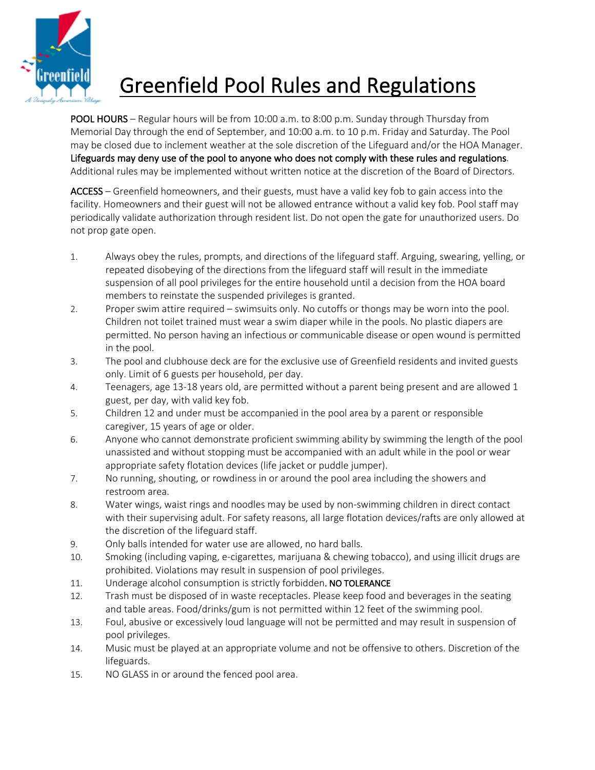# Greenfield Pool Rules and Regulations

POOL HOURS – Regular hours will be from 10:00 a.m. to 8:00 p.m. Sunday through Thursday from Memorial Day through the end of September, and 10:00 a.m. to 10 p.m. Friday and Saturday. The Pool may be closed due to inclement weather at the sole discretion of the Lifeguard and/or the HOA Manager. Lifeguards may deny use of the pool to anyone who does not comply with these rules and regulations. Additional rules may be implemented without written notice at the discretion of the Board of Directors.

ACCESS – Greenfield homeowners, and their guests, must have a valid key fob to gain access into the facility. Homeowners and their guest will not be allowed entrance without a valid key fob. Pool staff may periodically validate authorization through resident list. Do not open the gate for unauthorized users. Do not prop gate open.

1. Always obey the rules, prompts, and directions of the lifeguard staff. Arguing, swearing, yelling, or repeated disobeying of the directions from the lifeguard staff will result in the immediate suspension of all pool privileges for the entire household until a decision from the HOA board members to reinstate the suspended privileges is granted.
2. Proper swim attire required – swimsuits only. No cutoffs or thongs may be worn into the pool. Children not toilet trained must wear a swim diaper while in the pools. No plastic diapers are permitted. No person having an infectious or communicable disease or open wound is permitted in the pool.
3. The pool and clubhouse deck are for the exclusive use of Greenfield residents and invited guests only. Limit of 6 guests per household, per day.
4. Teenagers, age 13-18 years old, are permitted without a parent being present and are allowed 1 guest, per day, with valid key fob.
5. Children 12 and under must be accompanied in the pool area by a parent or responsible caregiver, 15 years of age or older.
6. Anyone who cannot demonstrate proficient swimming ability by swimming the length of the pool unassisted and without stopping must be accompanied with an adult while in the pool or wear appropriate safety flotation devices (life jacket or puddle jumper).
7. No running, shouting, or rowdiness in or around the pool area including the showers and restroom area.
8. Water wings, waist rings and noodles may be used by non-swimming children in direct contact with their supervising adult. For safety reasons, all large flotation devices/rafts are only allowed at the discretion of the lifeguard staff.
9. Only balls intended for water use are allowed, no hard balls.
10. Smoking (including vaping, e-cigarettes, marijuana & chewing tobacco), and using illicit drugs are prohibited. Violations may result in suspension of pool privileges.
11. Underage alcohol consumption is strictly forbidden. NO TOLERANCE
12. Trash must be disposed of in waste receptacles. Please keep food and beverages in the seating and table areas. Food/drinks/gum is not permitted within 12 feet of the swimming pool.
13. Foul, abusive or excessively loud language will not be permitted and may result in suspension of pool privileges.
14. Music must be played at an appropriate volume and not be offensive to others. Discretion of the lifeguards.
15. NO GLASS in or around the fenced pool area.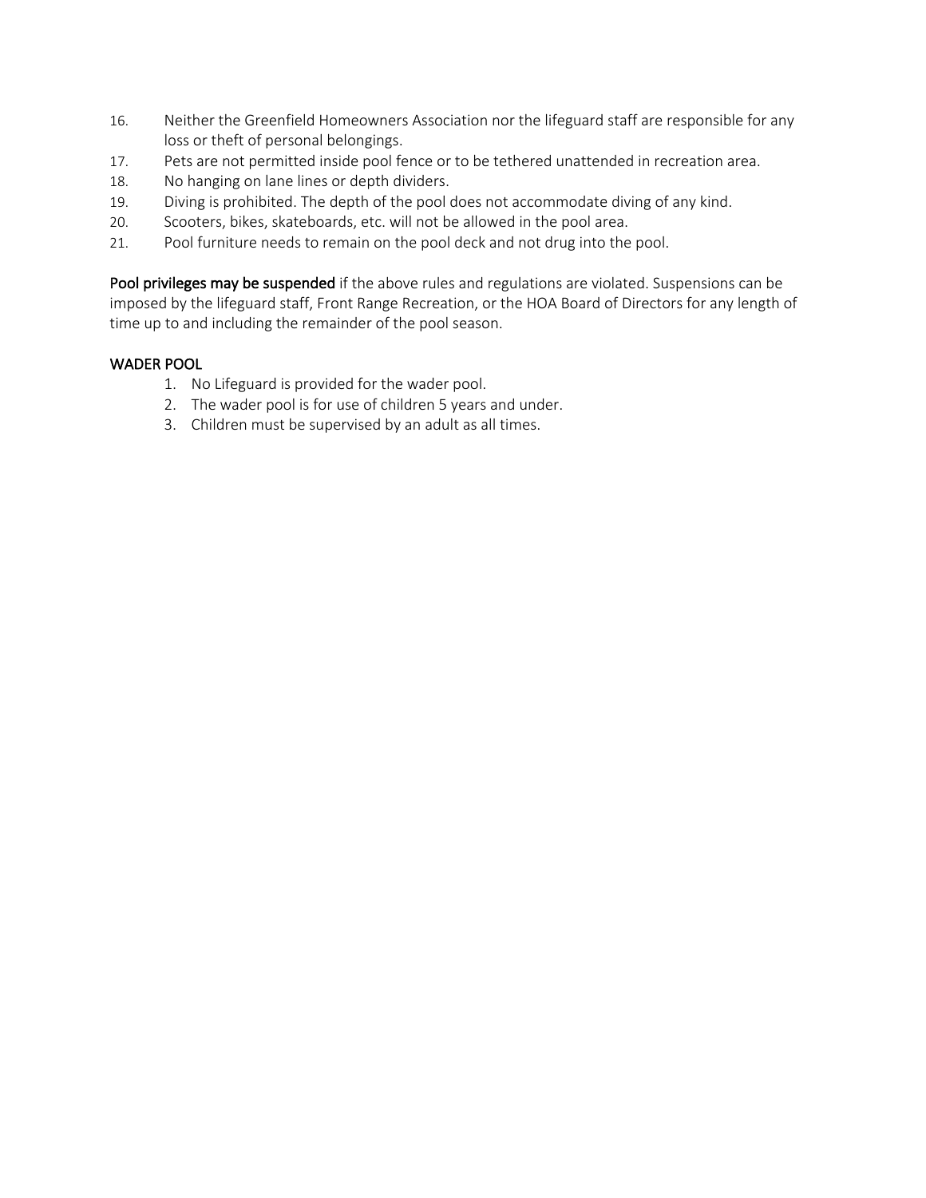16. Neither the Greenfield Homeowners Association nor the lifeguard staff are responsible for any loss or theft of personal belongings.
17. Pets are not permitted inside pool fence or to be tethered unattended in recreation area.
18. No hanging on lane lines or depth dividers.
19. Diving is prohibited. The depth of the pool does not accommodate diving of any kind.
20. Scooters, bikes, skateboards, etc. will not be allowed in the pool area.
21. Pool furniture needs to remain on the pool deck and not drug into the pool.

Pool privileges may be suspended if the above rules and regulations are violated. Suspensions can be imposed by the lifeguard staff, Front Range Recreation, or the HOA Board of Directors for any length of time up to and including the remainder of the pool season.

WADER POOL

1. No Lifeguard is provided for the wader pool.
2. The wader pool is for use of children 5 years and under.
3. Children must be supervised by an adult as all times.